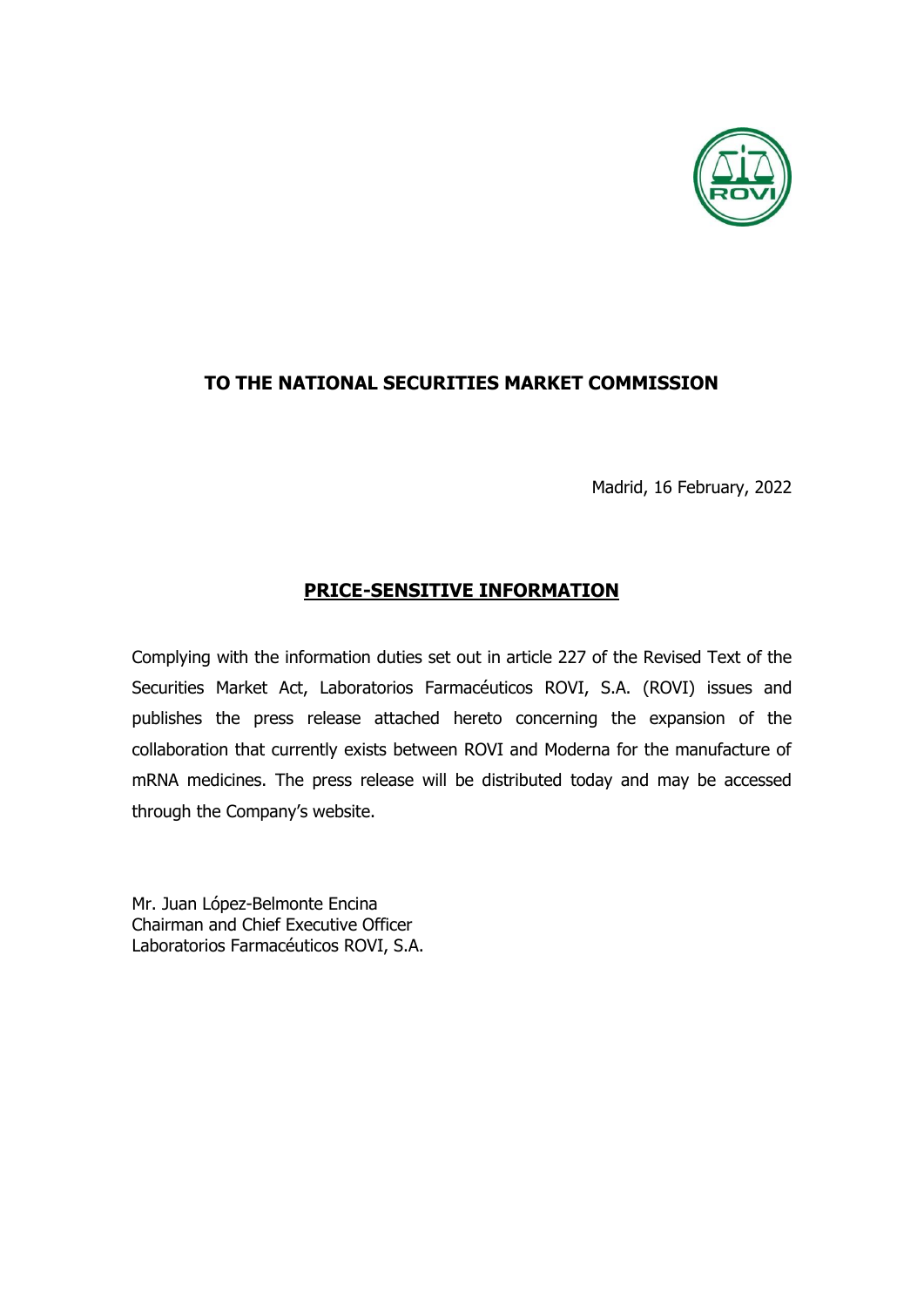**TO THE NATIONAL SECURITIES MARKET COMMISSION**

Madrid, 16 February, 2022

**PRICE-SENSITIVE INFORMATION**

Complying with the information duties set out in article 227 of the Revised Text of the Securities Market Act, Laboratorios Farmacéuticos ROVI, S.A. (ROVI) issues and publishes the press release attached hereto concerning the expansion of the collaboration that currently exists between ROVI and Moderna for the manufacture of mRNA medicines. The press release will be distributed today and may be accessed through the Company's website.

Mr. Juan López-Belmonte Encina
Chairman and Chief Executive Officer
Laboratorios Farmacéuticos ROVI, S.A.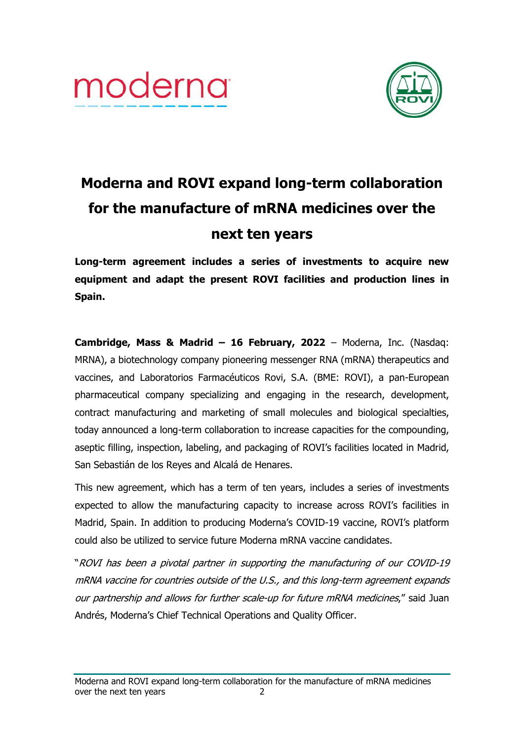# Moderna and ROVI expand long-term collaboration for the manufacture of mRNA medicines over the next ten years

**Long-term agreement includes a series of investments to acquire new equipment and adapt the present ROVI facilities and production lines in Spain.**

**Cambridge, Mass & Madrid – 16 February, 2022** – Moderna, Inc. (Nasdaq: MRNA), a biotechnology company pioneering messenger RNA (mRNA) therapeutics and vaccines, and Laboratorios Farmacéuticos Rovi, S.A. (BME: ROVI), a pan-European pharmaceutical company specializing and engaging in the research, development, contract manufacturing and marketing of small molecules and biological specialties, today announced a long-term collaboration to increase capacities for the compounding, aseptic filling, inspection, labeling, and packaging of ROVI's facilities located in Madrid, San Sebastián de los Reyes and Alcalá de Henares.

This new agreement, which has a term of ten years, includes a series of investments expected to allow the manufacturing capacity to increase across ROVI's facilities in Madrid, Spain. In addition to producing Moderna's COVID-19 vaccine, ROVI's platform could also be utilized to service future Moderna mRNA vaccine candidates.

"*ROVI has been a pivotal partner in supporting the manufacturing of our COVID-19 mRNA vaccine for countries outside of the U.S., and this long-term agreement expands our partnership and allows for further scale-up for future mRNA medicines*," said Juan Andrés, Moderna's Chief Technical Operations and Quality Officer.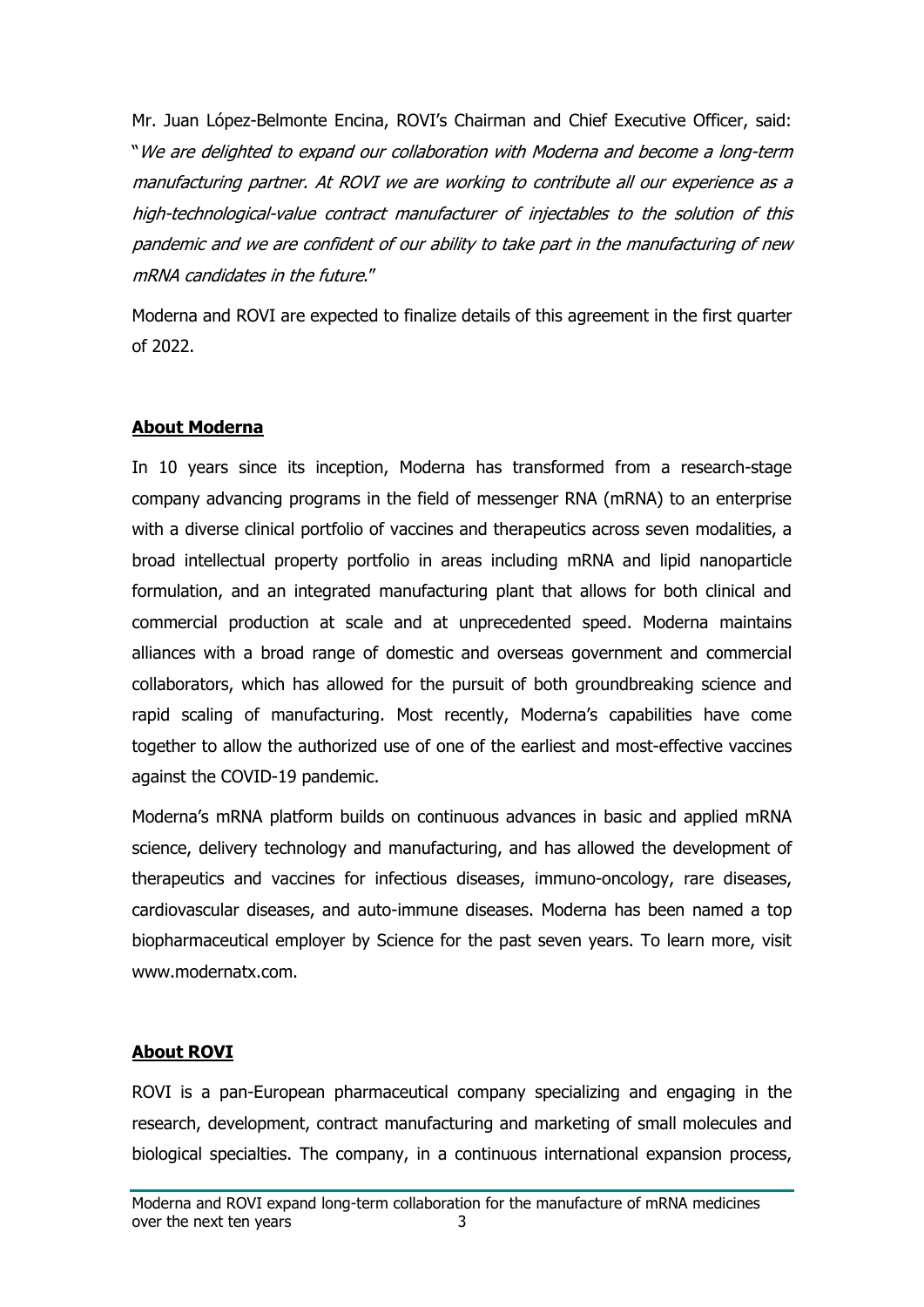Mr. Juan López-Belmonte Encina, ROVI's Chairman and Chief Executive Officer, said: "*We are delighted to expand our collaboration with Moderna and become a long-term manufacturing partner. At ROVI we are working to contribute all our experience as a high-technological-value contract manufacturer of injectables to the solution of this pandemic and we are confident of our ability to take part in the manufacturing of new mRNA candidates in the future*."

Moderna and ROVI are expected to finalize details of this agreement in the first quarter of 2022.

## About Moderna

In 10 years since its inception, Moderna has transformed from a research-stage company advancing programs in the field of messenger RNA (mRNA) to an enterprise with a diverse clinical portfolio of vaccines and therapeutics across seven modalities, a broad intellectual property portfolio in areas including mRNA and lipid nanoparticle formulation, and an integrated manufacturing plant that allows for both clinical and commercial production at scale and at unprecedented speed. Moderna maintains alliances with a broad range of domestic and overseas government and commercial collaborators, which has allowed for the pursuit of both groundbreaking science and rapid scaling of manufacturing. Most recently, Moderna's capabilities have come together to allow the authorized use of one of the earliest and most-effective vaccines against the COVID-19 pandemic.

Moderna's mRNA platform builds on continuous advances in basic and applied mRNA science, delivery technology and manufacturing, and has allowed the development of therapeutics and vaccines for infectious diseases, immuno-oncology, rare diseases, cardiovascular diseases, and auto-immune diseases. Moderna has been named a top biopharmaceutical employer by Science for the past seven years. To learn more, visit www.modernatx.com.

## About ROVI

ROVI is a pan-European pharmaceutical company specializing and engaging in the research, development, contract manufacturing and marketing of small molecules and biological specialties. The company, in a continuous international expansion process,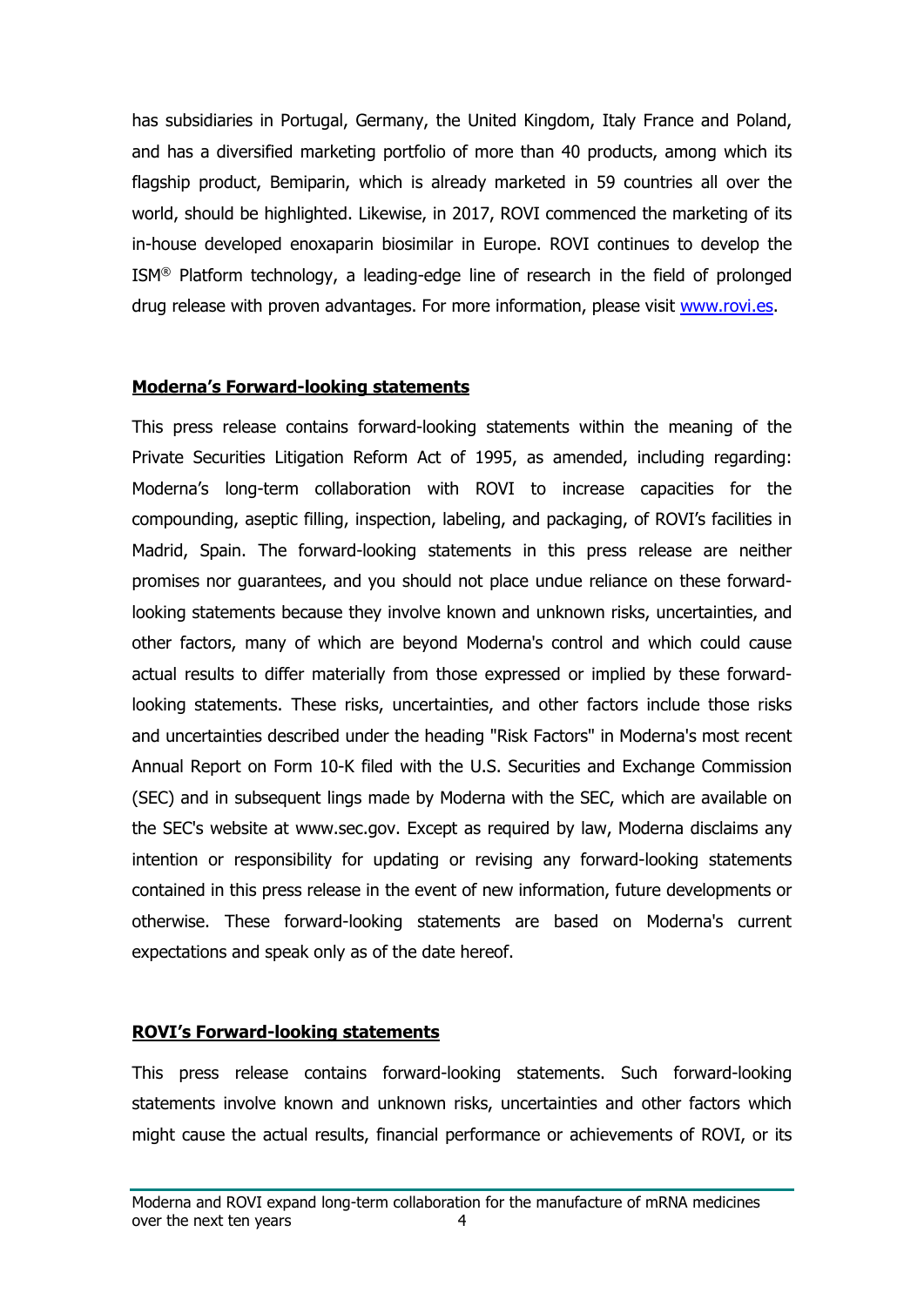has subsidiaries in Portugal, Germany, the United Kingdom, Italy France and Poland, and has a diversified marketing portfolio of more than 40 products, among which its flagship product, Bemiparin, which is already marketed in 59 countries all over the world, should be highlighted. Likewise, in 2017, ROVI commenced the marketing of its in-house developed enoxaparin biosimilar in Europe. ROVI continues to develop the ISM® Platform technology, a leading-edge line of research in the field of prolonged drug release with proven advantages. For more information, please visit [www.rovi.es](http://www.rovi.es).

**Moderna's Forward-looking statements**

This press release contains forward-looking statements within the meaning of the Private Securities Litigation Reform Act of 1995, as amended, including regarding: Moderna's long-term collaboration with ROVI to increase capacities for the compounding, aseptic filling, inspection, labeling, and packaging, of ROVI's facilities in Madrid, Spain. The forward-looking statements in this press release are neither promises nor guarantees, and you should not place undue reliance on these forward-looking statements because they involve known and unknown risks, uncertainties, and other factors, many of which are beyond Moderna's control and which could cause actual results to differ materially from those expressed or implied by these forward-looking statements. These risks, uncertainties, and other factors include those risks and uncertainties described under the heading "Risk Factors" in Moderna's most recent Annual Report on Form 10-K filed with the U.S. Securities and Exchange Commission (SEC) and in subsequent lings made by Moderna with the SEC, which are available on the SEC's website at www.sec.gov. Except as required by law, Moderna disclaims any intention or responsibility for updating or revising any forward-looking statements contained in this press release in the event of new information, future developments or otherwise. These forward-looking statements are based on Moderna's current expectations and speak only as of the date hereof.

**ROVI's Forward-looking statements**

This press release contains forward-looking statements. Such forward-looking statements involve known and unknown risks, uncertainties and other factors which might cause the actual results, financial performance or achievements of ROVI, or its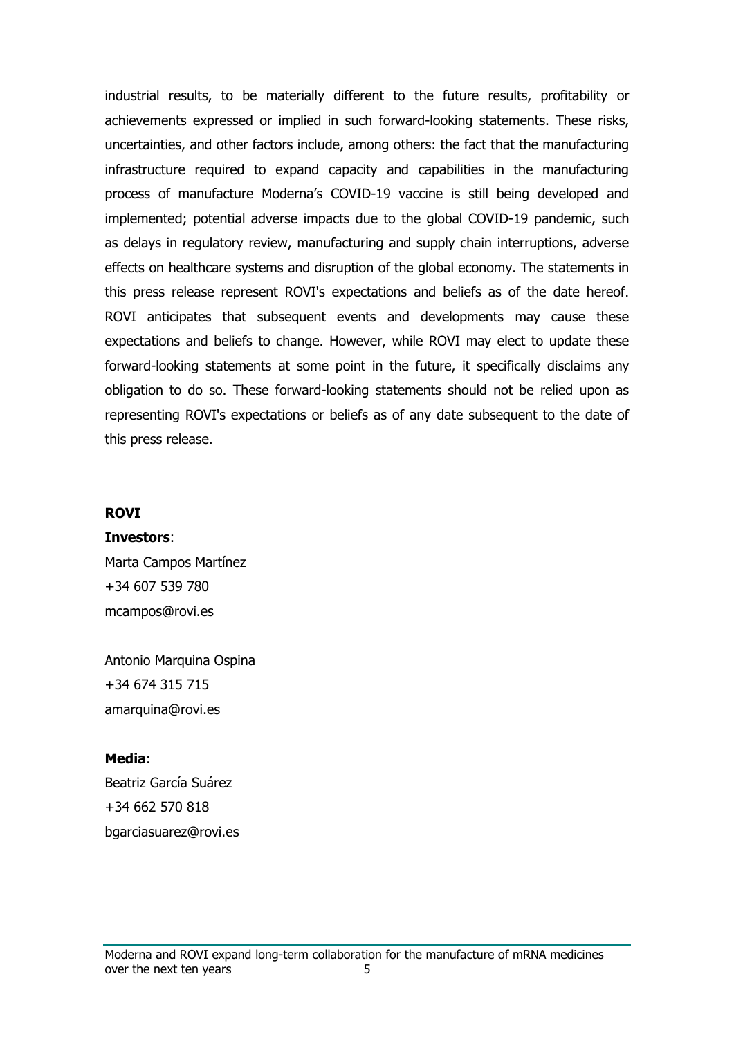industrial results, to be materially different to the future results, profitability or achievements expressed or implied in such forward-looking statements. These risks, uncertainties, and other factors include, among others: the fact that the manufacturing infrastructure required to expand capacity and capabilities in the manufacturing process of manufacture Moderna's COVID-19 vaccine is still being developed and implemented; potential adverse impacts due to the global COVID-19 pandemic, such as delays in regulatory review, manufacturing and supply chain interruptions, adverse effects on healthcare systems and disruption of the global economy. The statements in this press release represent ROVI's expectations and beliefs as of the date hereof. ROVI anticipates that subsequent events and developments may cause these expectations and beliefs to change. However, while ROVI may elect to update these forward-looking statements at some point in the future, it specifically disclaims any obligation to do so. These forward-looking statements should not be relied upon as representing ROVI's expectations or beliefs as of any date subsequent to the date of this press release.

**ROVI**

**Investors**:

Marta Campos Martínez
+34 607 539 780
mcampos@rovi.es

Antonio Marquina Ospina
+34 674 315 715
amarquina@rovi.es

**Media**:

Beatriz García Suárez
+34 662 570 818
bgarciasuarez@rovi.es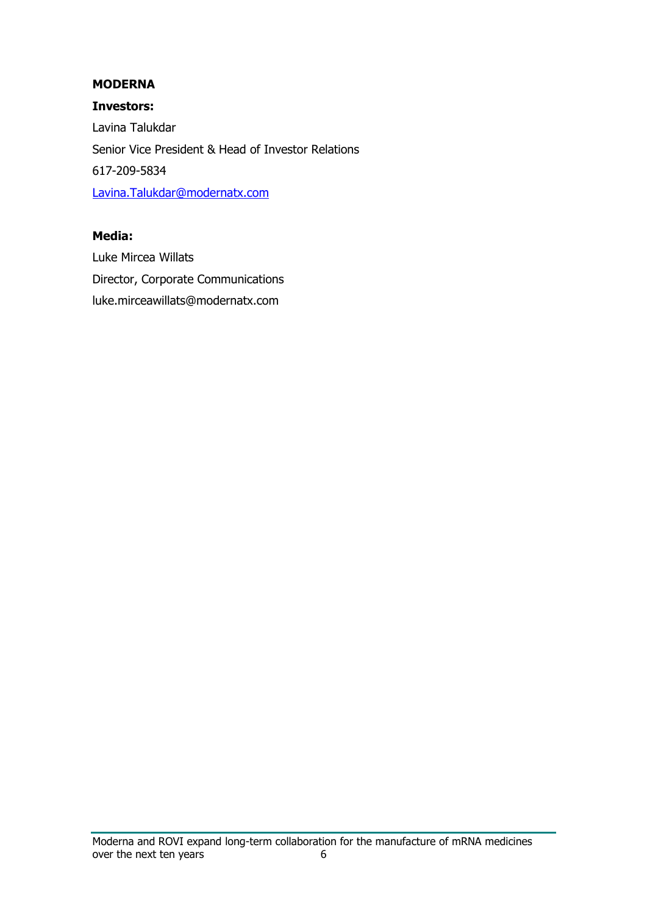**MODERNA**

**Investors:**

Lavina Talukdar

Senior Vice President & Head of Investor Relations

617-209-5834

Lavina.Talukdar@modernatx.com

**Media:**

Luke Mircea Willats

Director, Corporate Communications

luke.mirceawillats@modernatx.com